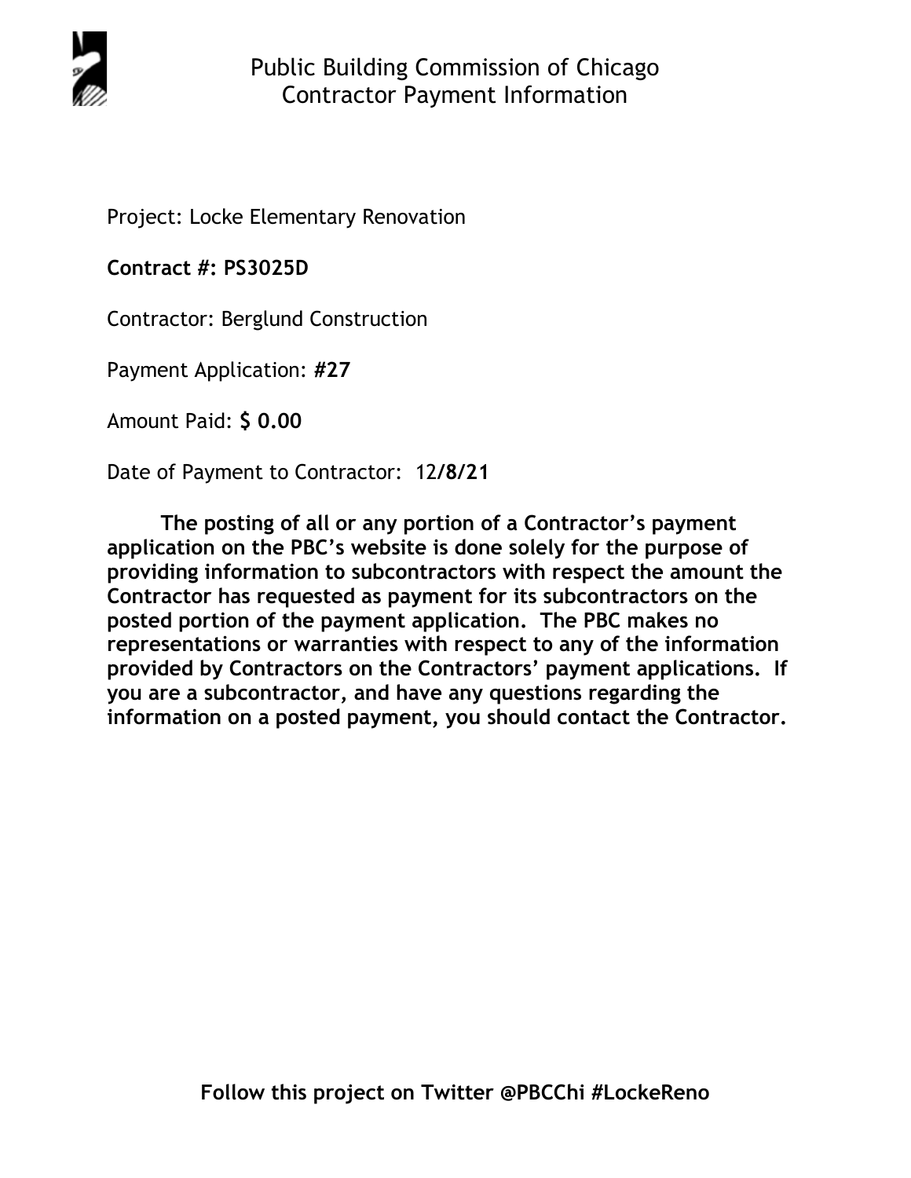# Public Building Commission of Chicago
## Contractor Payment Information

Project: Locke Elementary Renovation

**Contract #: PS3025D**

Contractor: Berglund Construction

Payment Application: **#27**

Amount Paid: **$ 0.00**

Date of Payment to Contractor: 12**/8/21**

**The posting of all or any portion of a Contractor's payment application on the PBC's website is done solely for the purpose of providing information to subcontractors with respect the amount the Contractor has requested as payment for its subcontractors on the posted portion of the payment application. The PBC makes no representations or warranties with respect to any of the information provided by Contractors on the Contractors' payment applications. If you are a subcontractor, and have any questions regarding the information on a posted payment, you should contact the Contractor.**

**Follow this project on Twitter @PBCChi #LockeReno**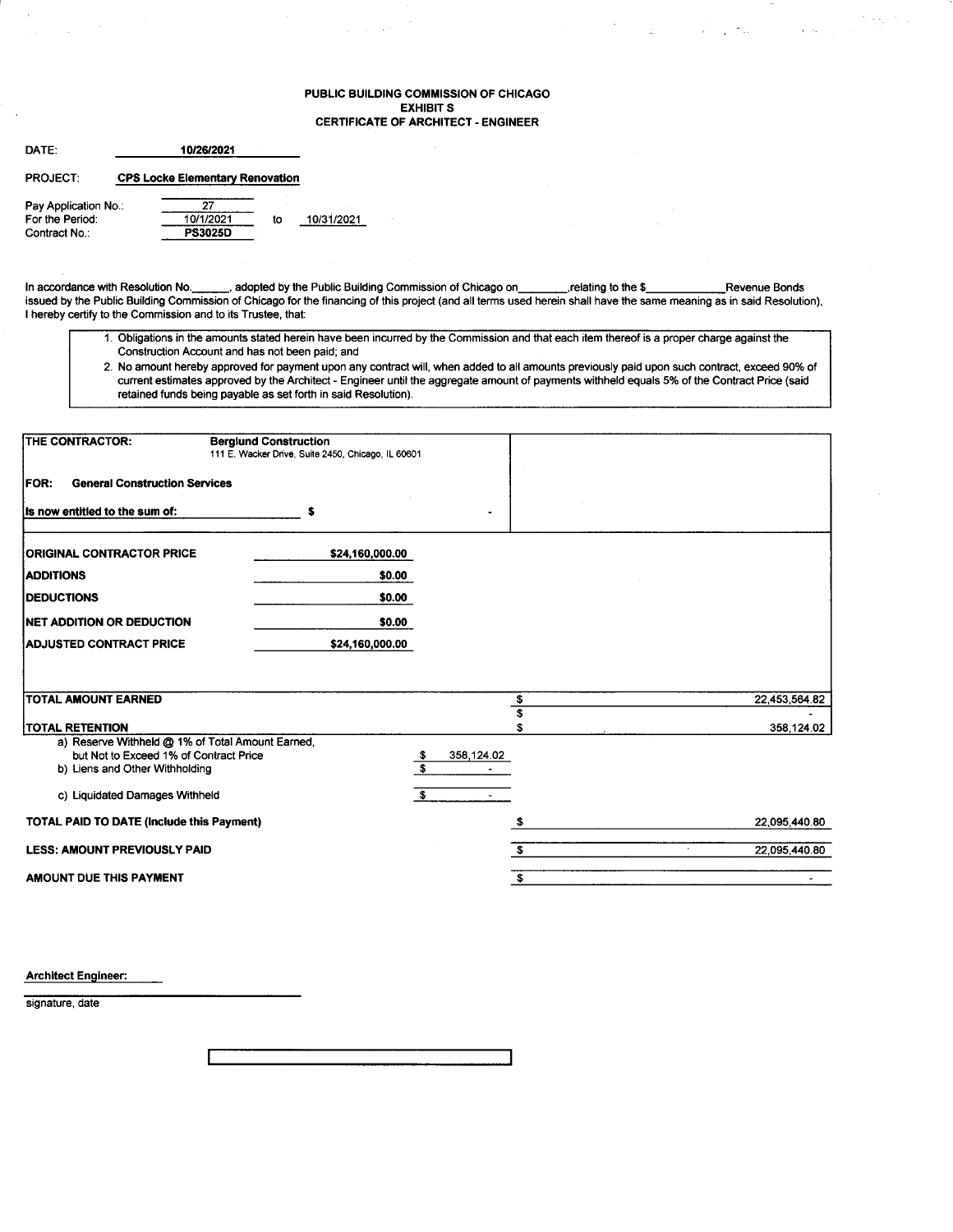# PUBLIC BUILDING COMMISSION OF CHICAGO
## EXHIBIT S
## CERTIFICATE OF ARCHITECT - ENGINEER

DATE: **10/26/2021**

PROJECT: **CPS Locke Elementary Renovation**

Pay Application No.: 27
For the Period: 10/1/2021 to 10/31/2021
Contract No.: **PS3025D**

In accordance with Resolution No.______, adopted by the Public Building Commission of Chicago on________,relating to the $____________Revenue Bonds issued by the Public Building Commission of Chicago for the financing of this project (and all terms used herein shall have the same meaning as in said Resolution), I hereby certify to the Commission and to its Trustee, that:

1. Obligations in the amounts stated herein have been incurred by the Commission and that each item thereof is a proper charge against the Construction Account and has not been paid; and
2. No amount hereby approved for payment upon any contract will, when added to all amounts previously paid upon such contract, exceed 90% of current estimates approved by the Architect - Engineer until the aggregate amount of payments withheld equals 5% of the Contract Price (said retained funds being payable as set forth in said Resolution).

**THE CONTRACTOR:** **Berglund Construction**
111 E. Wacker Drive, Suite 2450, Chicago, IL 60601

**FOR: General Construction Services**

**Is now entitled to the sum of:** $ -

| | | | |
|---|---|---|---|
| **ORIGINAL CONTRACTOR PRICE** | $24,160,000.00 | | |
| **ADDITIONS** | $0.00 | | |
| **DEDUCTIONS** | $0.00 | | |
| **NET ADDITION OR DEDUCTION** | $0.00 | | |
| **ADJUSTED CONTRACT PRICE** | $24,160,000.00 | | |
| **TOTAL AMOUNT EARNED** | | | $ 22,453,564.82 |
| | | | $ - |
| **TOTAL RETENTION** | | | $ 358,124.02 |
| a) Reserve Withheld @ 1% of Total Amount Earned, but Not to Exceed 1% of Contract Price | | $ 358,124.02 | |
| b) Liens and Other Withholding | | $ - | |
| c) Liquidated Damages Withheld | | $ - | |
| **TOTAL PAID TO DATE (Include this Payment)** | | | $ 22,095,440.80 |
| **LESS: AMOUNT PREVIOUSLY PAID** | | | $ 22,095,440.80 |
| **AMOUNT DUE THIS PAYMENT** | | | $ - |

**Architect Engineer:**

_______________________________
signature, date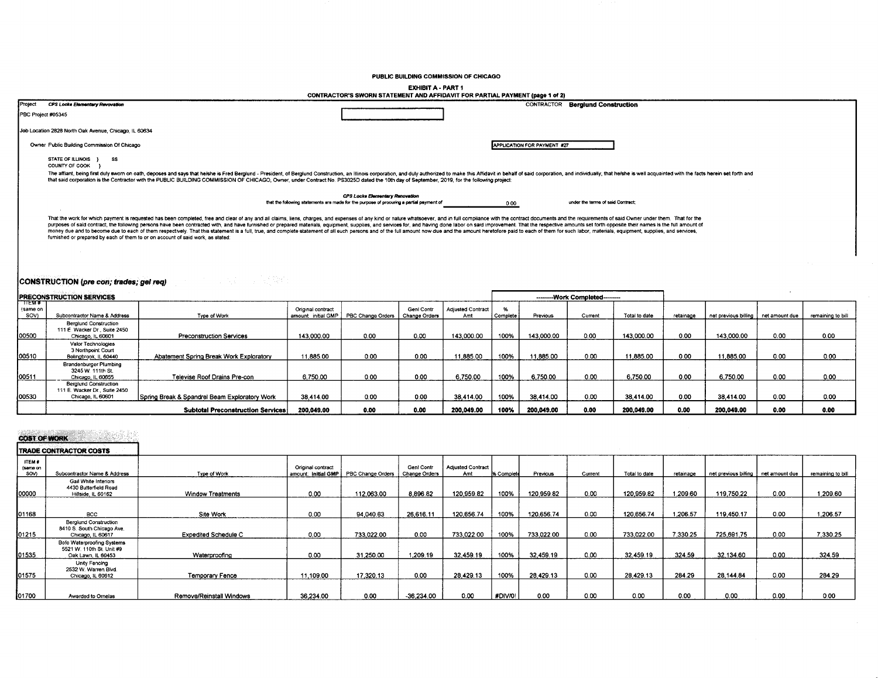**PUBLIC BUILDING COMMISSION OF CHICAGO**

**EXHIBIT A - PART 1**

**CONTRACTOR'S SWORN STATEMENT AND AFFIDAVIT FOR PARTIAL PAYMENT (page 1 of 2)**

Project *CPS Locke Elementary Renovation*

CONTRACTOR **Berglund Construction**

PBC Project #05345

Job Location 2828 North Oak Avenue, Chicago, IL 60634

Owner Public Building Commission Of Chicago

APPLICATION FOR PAYMENT #27

STATE OF ILLINOIS } SS
COUNTY OF COOK }

The affiant, being first duly sworn on oath, deposes and says that he/she is Fred Berglund - President, of Berglund Construction, an Illinois corporation, and duly authorized to make this Affidavit in behalf of said corporation, and individually; that he/she is well acquainted with the facts herein set forth and that said corporation is the Contractor with the PUBLIC BUILDING COMMISSION OF CHICAGO, Owner, under Contract No. PS3025D dated the 10th day of September, 2019, for the following project:

*CPS Locke Elementary Renovation*

that the following statements are made for the purpose of procuring a partial payment of 0.00 under the terms of said Contract;

That the work for which payment is requested has been completed, free and clear of any and all claims, liens, charges, and expenses of any kind or nature whatsoever, and in full compliance with the contract documents and the requirements of said Owner under them. That for the purposes of said contract, the following persons have been contracted with, and have furnished or prepared materials, equipment, supplies, and services for, and having done labor on said improvement. That the respective amounts set forth opposite their names is the full amount of money due and to become due to each of them respectively. That this statement is a full, true, and complete statement of all such persons and of the full amount now due and the amount heretofore paid to each of them for such labor, materials, equipment, supplies, and services, furnished or prepared by each of them to or on account of said work, as stated:

## CONSTRUCTION *(pre con; trades; gel req)*

### PRECONSTRUCTION SERVICES

| ITEM # (same on SOV) | Subcontractor Name & Address | Type of Work | Original contract amount initial GMP | PBC Change Orders | Genl Contr Change Orders | Adjusted Contract Amt | % Complete | Previous | Current | Total to date | retainage | net previous billing | net amount due | remaining to bill |
|---|---|---|---|---|---|---|---|---|---|---|---|---|---|---|
| | | | | | | | --------Work Completed-------- | | | | | | | |
| 00500 | Berglund Construction 111 E. Wacker Dr., Suite 2450 Chicago, IL 60601 | Preconstruction Services | 143,000.00 | 0.00 | 0.00 | 143,000.00 | 100% | 143,000.00 | 0.00 | 143,000.00 | 0.00 | 143,000.00 | 0.00 | 0.00 |
| 00510 | Valor Technologies 3 Northpoint Court Bolingbrook, IL 60440 | Abatement Spring Break Work Exploratory | 11,885.00 | 0.00 | 0.00 | 11,885.00 | 100% | 11,885.00 | 0.00 | 11,885.00 | 0.00 | 11,885.00 | 0.00 | 0.00 |
| 00511 | Brandenburger Plumbing 3245 W. 111th St. Chicago, IL 60655 | Televise Roof Drains Pre-con | 6,750.00 | 0.00 | 0.00 | 6,750.00 | 100% | 6,750.00 | 0.00 | 6,750.00 | 0.00 | 6,750.00 | 0.00 | 0.00 |
| 00530 | Berglund Construction 111 E. Wacker Dr., Suite 2450 Chicago, IL 60601 | Spring Break & Spandrel Beam Exploratory Work | 38,414.00 | 0.00 | 0.00 | 38,414.00 | 100% | 38,414.00 | 0.00 | 38,414.00 | 0.00 | 38,414.00 | 0.00 | 0.00 |
| | | **Subtotal Preconstruction Services** | **200,049.00** | **0.00** | **0.00** | **200,049.00** | **100%** | **200,049.00** | **0.00** | **200,049.00** | **0.00** | **200,049.00** | **0.00** | **0.00** |

### COST OF WORK

#### TRADE CONTRACTOR COSTS

| ITEM # (same on SOV) | Subcontractor Name & Address | Type of Work | Original contract amount Initial GMP | PBC Change Orders | Genl Contr Change Orders | Adjusted Contract Amt | % Complete | Previous | Current | Total to date | retainage | net previous billing | net amount due | remaining to bill |
|---|---|---|---|---|---|---|---|---|---|---|---|---|---|---|
| 00000 | Gail White Interiors 4430 Butterfield Road Hillside, IL 60162 | Window Treatments | 0.00 | 112,063.00 | 8,896.82 | 120,959.82 | 100% | 120,959.82 | 0.00 | 120,959.82 | 1,209.60 | 119,750.22 | 0.00 | 1,209.60 |
| 01168 | BCC | Site Work | 0.00 | 94,040.63 | 26,616.11 | 120,656.74 | 100% | 120,656.74 | 0.00 | 120,656.74 | 1,206.57 | 119,450.17 | 0.00 | 1,206.57 |
| 01215 | Berglund Construction 8410 S. South Chicago Ave. Chicago, IL 60617 | Expedited Schedule C | 0.00 | 733,022.00 | 0.00 | 733,022.00 | 100% | 733,022.00 | 0.00 | 733,022.00 | 7,330.25 | 725,691.75 | 0.00 | 7,330.25 |
| 01535 | Bofo Waterproofing Systems 5521 W. 110th St. Unit #9 Oak Lawn, IL 60453 | Waterproofing | 0.00 | 31,250.00 | 1,209.19 | 32,459.19 | 100% | 32,459.19 | 0.00 | 32,459.19 | 324.59 | 32,134.60 | 0.00 | 324.59 |
| 01575 | Unity Fencing 2532 W. Warren Blvd. Chicago, IL 60612 | Temporary Fence | 11,109.00 | 17,320.13 | 0.00 | 28,429.13 | 100% | 28,429.13 | 0.00 | 28,429.13 | 284.29 | 28,144.84 | 0.00 | 284.29 |
| 01700 | Awarded to Ornelas | Remove/Reinstall Windows | 36,234.00 | 0.00 | -36,234.00 | 0.00 | #DIV/0! | 0.00 | 0.00 | 0.00 | 0.00 | 0.00 | 0.00 | 0.00 |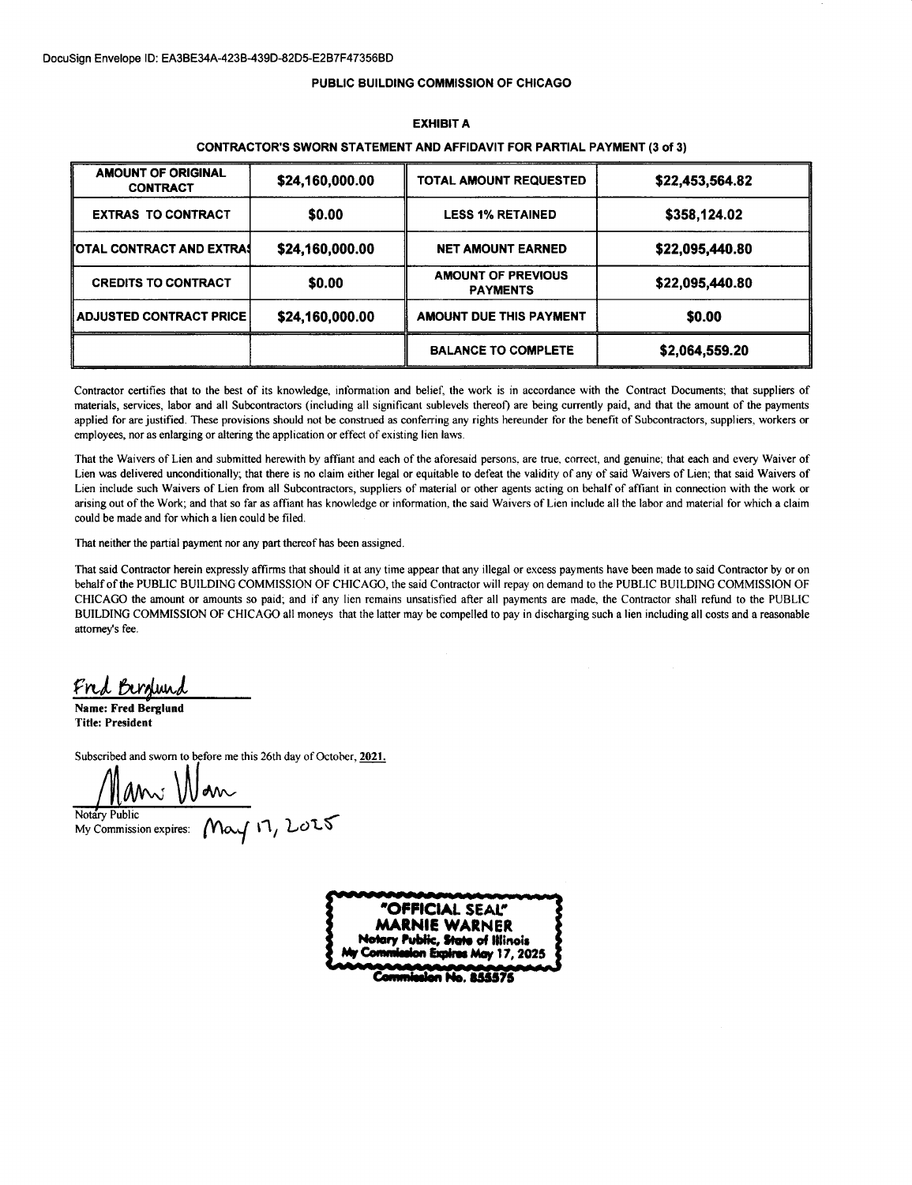DocuSign Envelope ID: EA3BE34A-423B-439D-82D5-E2B7F47356BD

PUBLIC BUILDING COMMISSION OF CHICAGO

EXHIBIT A

CONTRACTOR'S SWORN STATEMENT AND AFFIDAVIT FOR PARTIAL PAYMENT (3 of 3)

| | | | |
|---|---|---|---|
| **AMOUNT OF ORIGINAL CONTRACT** | **$24,160,000.00** | **TOTAL AMOUNT REQUESTED** | **$22,453,564.82** |
| **EXTRAS TO CONTRACT** | **$0.00** | **LESS 1% RETAINED** | **$358,124.02** |
| **TOTAL CONTRACT AND EXTRAS** | **$24,160,000.00** | **NET AMOUNT EARNED** | **$22,095,440.80** |
| **CREDITS TO CONTRACT** | **$0.00** | **AMOUNT OF PREVIOUS PAYMENTS** | **$22,095,440.80** |
| **ADJUSTED CONTRACT PRICE** | **$24,160,000.00** | **AMOUNT DUE THIS PAYMENT** | **$0.00** |
| | | **BALANCE TO COMPLETE** | **$2,064,559.20** |

Contractor certifies that to the best of its knowledge, information and belief, the work is in accordance with the Contract Documents; that suppliers of materials, services, labor and all Subcontractors (including all significant sublevels thereof) are being currently paid, and that the amount of the payments applied for are justified. These provisions should not be construed as conferring any rights hereunder for the benefit of Subcontractors, suppliers, workers or employees, nor as enlarging or altering the application or effect of existing lien laws.

That the Waivers of Lien and submitted herewith by affiant and each of the aforesaid persons, are true, correct, and genuine; that each and every Waiver of Lien was delivered unconditionally; that there is no claim either legal or equitable to defeat the validity of any of said Waivers of Lien; that said Waivers of Lien include such Waivers of Lien from all Subcontractors, suppliers of material or other agents acting on behalf of affiant in connection with the work or arising out of the Work; and that so far as affiant has knowledge or information, the said Waivers of Lien include all the labor and material for which a claim could be made and for which a lien could be filed.

That neither the partial payment nor any part thereof has been assigned.

That said Contractor herein expressly affirms that should it at any time appear that any illegal or excess payments have been made to said Contractor by or on behalf of the PUBLIC BUILDING COMMISSION OF CHICAGO, the said Contractor will repay on demand to the PUBLIC BUILDING COMMISSION OF CHICAGO the amount or amounts so paid; and if any lien remains unsatisfied after all payments are made, the Contractor shall refund to the PUBLIC BUILDING COMMISSION OF CHICAGO all moneys that the latter may be compelled to pay in discharging such a lien including all costs and a reasonable attorney's fee.

Fred Berglund

**Name: Fred Berglund**
**Title: President**

Subscribed and sworn to before me this 26th day of October, **2021.**

Marnie Warner

Notary Public
My Commission expires: May 17, 2025

"OFFICIAL SEAL"
MARNIE WARNER
Notary Public, State of Illinois
My Commission Expires May 17, 2025
Commission No. 855575